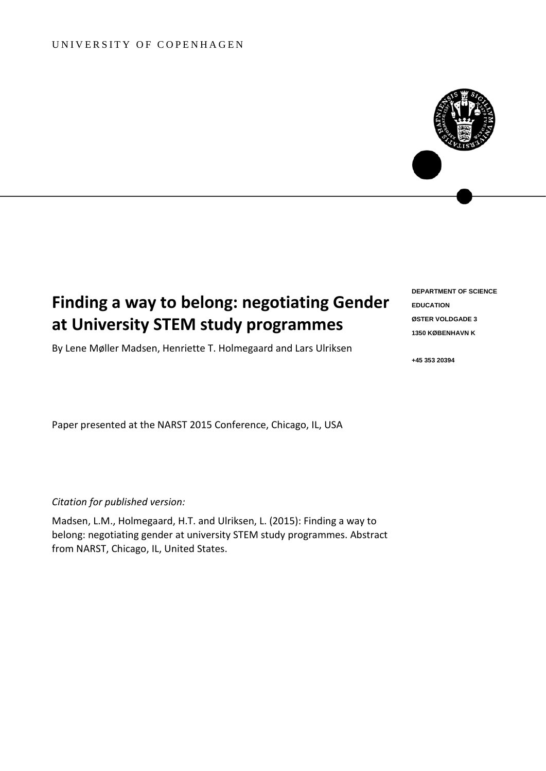UNIVERSITY OF COPENHAGEN

# Finding a way to belong: negotiating Gender at University STEM study programmes

By Lene Møller Madsen, Henriette T. Holmegaard and Lars Ulriksen

**DEPARTMENT OF SCIENCE EDUCATION**
**ØSTER VOLDGADE 3**
**1350 KØBENHAVN K**

**+45 353 20394**

Paper presented at the NARST 2015 Conference, Chicago, IL, USA

*Citation for published version:*

Madsen, L.M., Holmegaard, H.T. and Ulriksen, L. (2015): Finding a way to belong: negotiating gender at university STEM study programmes. Abstract from NARST, Chicago, IL, United States.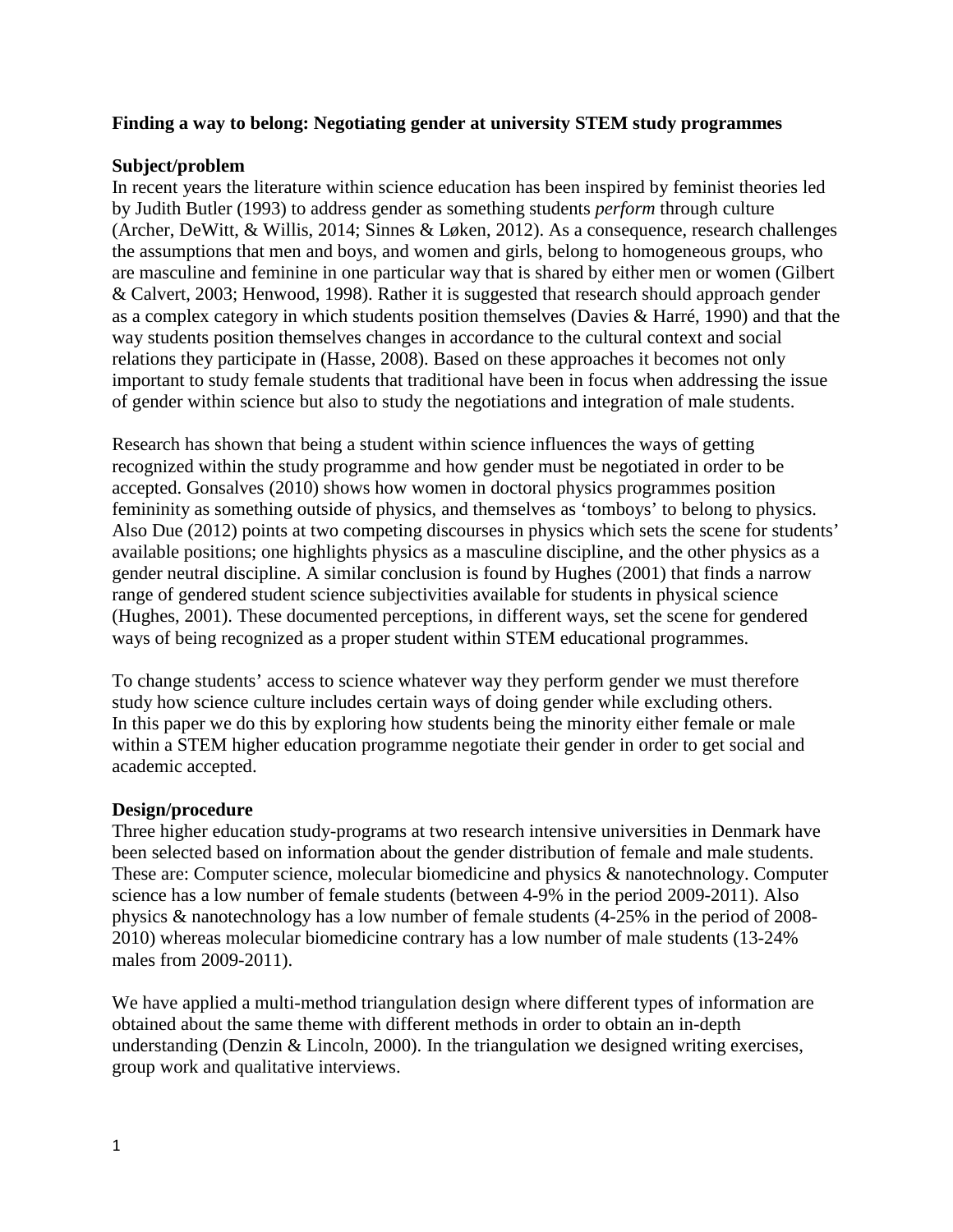**Finding a way to belong: Negotiating gender at university STEM study programmes**

**Subject/problem**

In recent years the literature within science education has been inspired by feminist theories led by Judith Butler (1993) to address gender as something students *perform* through culture (Archer, DeWitt, & Willis, 2014; Sinnes & Løken, 2012). As a consequence, research challenges the assumptions that men and boys, and women and girls, belong to homogeneous groups, who are masculine and feminine in one particular way that is shared by either men or women (Gilbert & Calvert, 2003; Henwood, 1998). Rather it is suggested that research should approach gender as a complex category in which students position themselves (Davies & Harré, 1990) and that the way students position themselves changes in accordance to the cultural context and social relations they participate in (Hasse, 2008). Based on these approaches it becomes not only important to study female students that traditional have been in focus when addressing the issue of gender within science but also to study the negotiations and integration of male students.

Research has shown that being a student within science influences the ways of getting recognized within the study programme and how gender must be negotiated in order to be accepted. Gonsalves (2010) shows how women in doctoral physics programmes position femininity as something outside of physics, and themselves as 'tomboys' to belong to physics. Also Due (2012) points at two competing discourses in physics which sets the scene for students' available positions; one highlights physics as a masculine discipline, and the other physics as a gender neutral discipline. A similar conclusion is found by Hughes (2001) that finds a narrow range of gendered student science subjectivities available for students in physical science (Hughes, 2001). These documented perceptions, in different ways, set the scene for gendered ways of being recognized as a proper student within STEM educational programmes.

To change students' access to science whatever way they perform gender we must therefore study how science culture includes certain ways of doing gender while excluding others. In this paper we do this by exploring how students being the minority either female or male within a STEM higher education programme negotiate their gender in order to get social and academic accepted.

**Design/procedure**

Three higher education study-programs at two research intensive universities in Denmark have been selected based on information about the gender distribution of female and male students. These are: Computer science, molecular biomedicine and physics & nanotechnology. Computer science has a low number of female students (between 4-9% in the period 2009-2011). Also physics & nanotechnology has a low number of female students (4-25% in the period of 2008-2010) whereas molecular biomedicine contrary has a low number of male students (13-24% males from 2009-2011).

We have applied a multi-method triangulation design where different types of information are obtained about the same theme with different methods in order to obtain an in-depth understanding (Denzin & Lincoln, 2000). In the triangulation we designed writing exercises, group work and qualitative interviews.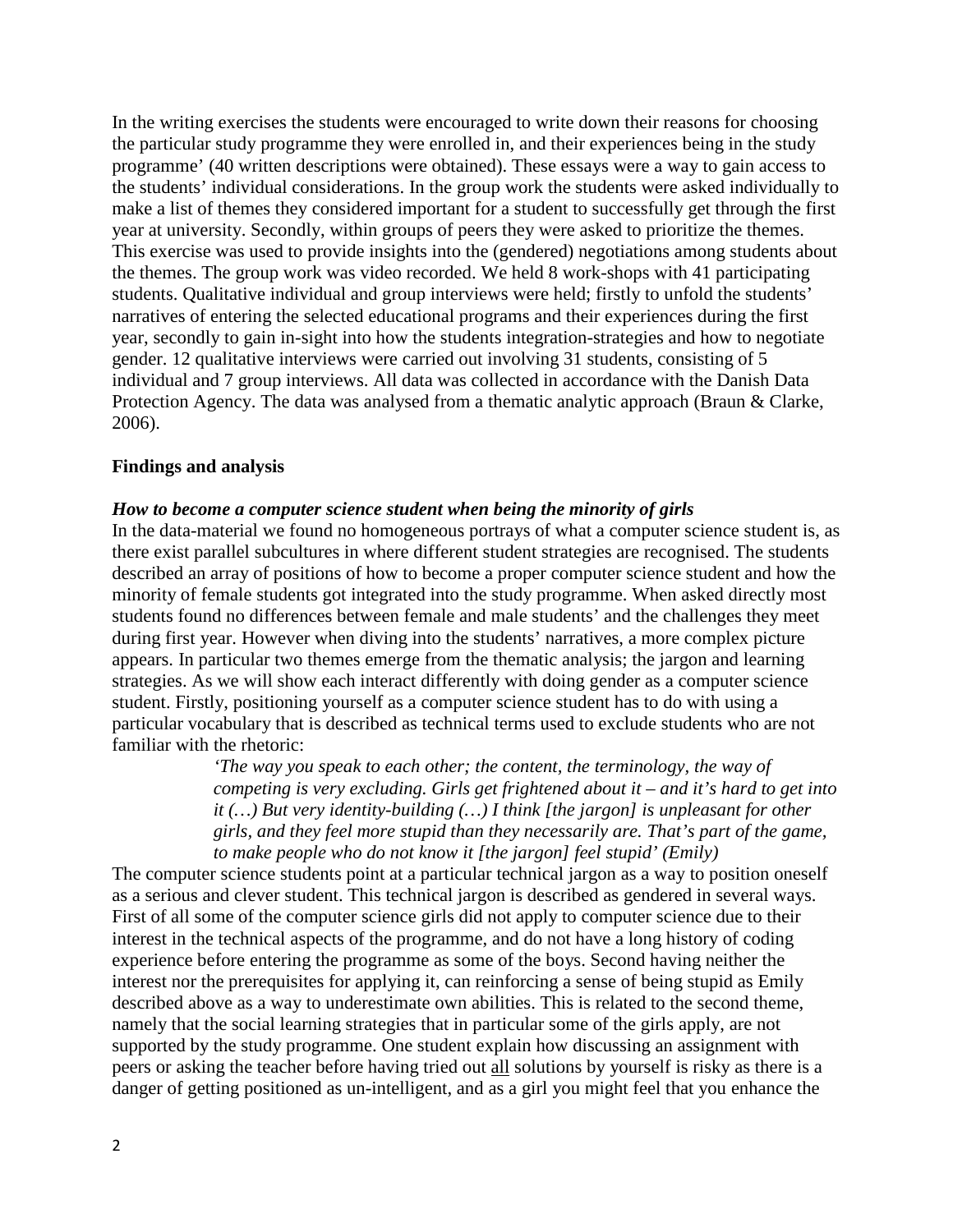In the writing exercises the students were encouraged to write down their reasons for choosing the particular study programme they were enrolled in, and their experiences being in the study programme' (40 written descriptions were obtained). These essays were a way to gain access to the students' individual considerations. In the group work the students were asked individually to make a list of themes they considered important for a student to successfully get through the first year at university. Secondly, within groups of peers they were asked to prioritize the themes. This exercise was used to provide insights into the (gendered) negotiations among students about the themes. The group work was video recorded. We held 8 work-shops with 41 participating students. Qualitative individual and group interviews were held; firstly to unfold the students' narratives of entering the selected educational programs and their experiences during the first year, secondly to gain in-sight into how the students integration-strategies and how to negotiate gender. 12 qualitative interviews were carried out involving 31 students, consisting of 5 individual and 7 group interviews. All data was collected in accordance with the Danish Data Protection Agency. The data was analysed from a thematic analytic approach (Braun & Clarke, 2006).

## Findings and analysis

### *How to become a computer science student when being the minority of girls*

In the data-material we found no homogeneous portrays of what a computer science student is, as there exist parallel subcultures in where different student strategies are recognised. The students described an array of positions of how to become a proper computer science student and how the minority of female students got integrated into the study programme. When asked directly most students found no differences between female and male students' and the challenges they meet during first year. However when diving into the students' narratives, a more complex picture appears. In particular two themes emerge from the thematic analysis; the jargon and learning strategies. As we will show each interact differently with doing gender as a computer science student. Firstly, positioning yourself as a computer science student has to do with using a particular vocabulary that is described as technical terms used to exclude students who are not familiar with the rhetoric:

> *'The way you speak to each other; the content, the terminology, the way of competing is very excluding. Girls get frightened about it – and it's hard to get into it (…) But very identity-building (…) I think [the jargon] is unpleasant for other girls, and they feel more stupid than they necessarily are. That's part of the game, to make people who do not know it [the jargon] feel stupid' (Emily)*

The computer science students point at a particular technical jargon as a way to position oneself as a serious and clever student. This technical jargon is described as gendered in several ways. First of all some of the computer science girls did not apply to computer science due to their interest in the technical aspects of the programme, and do not have a long history of coding experience before entering the programme as some of the boys. Second having neither the interest nor the prerequisites for applying it, can reinforcing a sense of being stupid as Emily described above as a way to underestimate own abilities. This is related to the second theme, namely that the social learning strategies that in particular some of the girls apply, are not supported by the study programme. One student explain how discussing an assignment with peers or asking the teacher before having tried out <u>all</u> solutions by yourself is risky as there is a danger of getting positioned as un-intelligent, and as a girl you might feel that you enhance the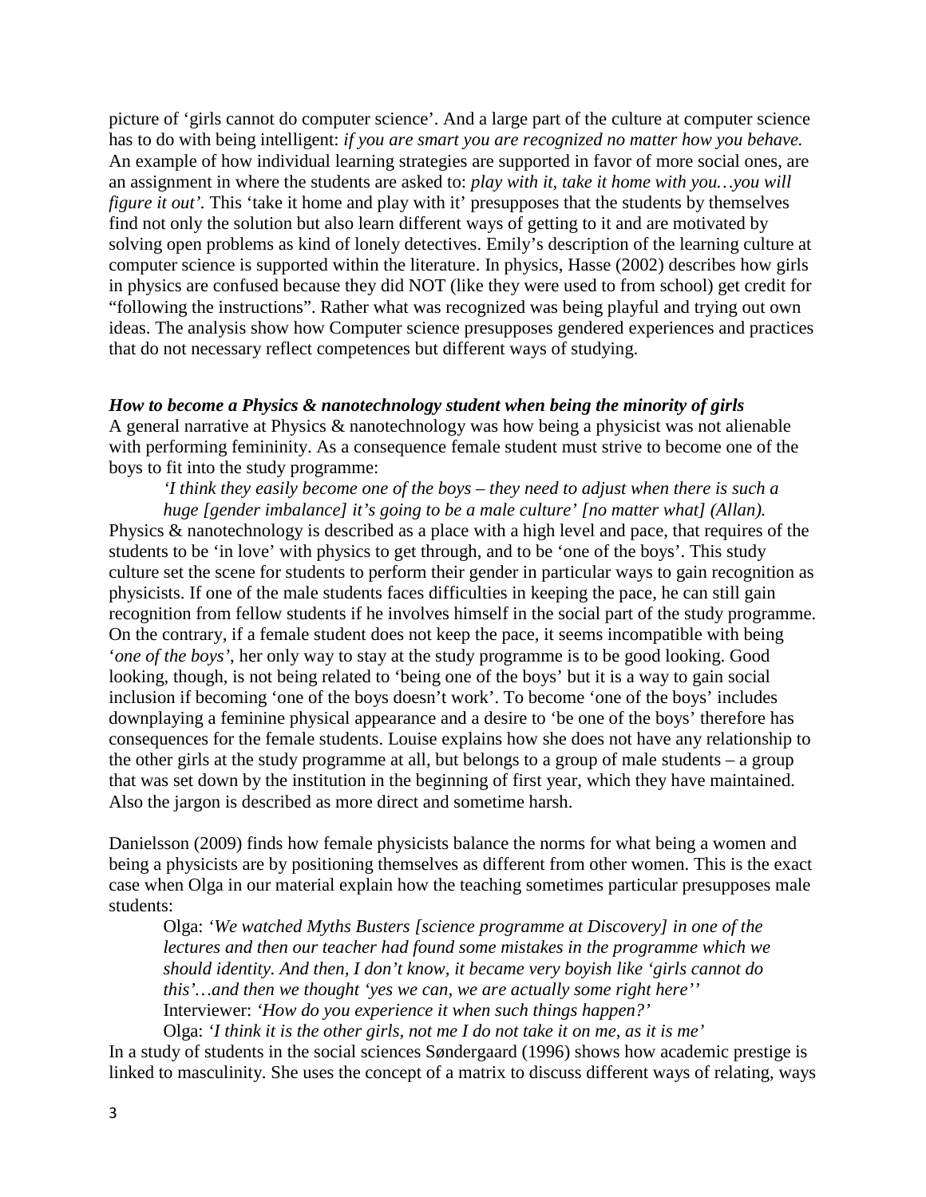picture of 'girls cannot do computer science'. And a large part of the culture at computer science has to do with being intelligent: *if you are smart you are recognized no matter how you behave.* An example of how individual learning strategies are supported in favor of more social ones, are an assignment in where the students are asked to: *play with it, take it home with you…you will figure it out'.* This 'take it home and play with it' presupposes that the students by themselves find not only the solution but also learn different ways of getting to it and are motivated by solving open problems as kind of lonely detectives. Emily's description of the learning culture at computer science is supported within the literature. In physics, Hasse (2002) describes how girls in physics are confused because they did NOT (like they were used to from school) get credit for "following the instructions". Rather what was recognized was being playful and trying out own ideas. The analysis show how Computer science presupposes gendered experiences and practices that do not necessary reflect competences but different ways of studying.

***How to become a Physics & nanotechnology student when being the minority of girls***

A general narrative at Physics & nanotechnology was how being a physicist was not alienable with performing femininity. As a consequence female student must strive to become one of the boys to fit into the study programme:

> *'I think they easily become one of the boys – they need to adjust when there is such a huge [gender imbalance] it's going to be a male culture' [no matter what] (Allan).*

Physics & nanotechnology is described as a place with a high level and pace, that requires of the students to be 'in love' with physics to get through, and to be 'one of the boys'. This study culture set the scene for students to perform their gender in particular ways to gain recognition as physicists. If one of the male students faces difficulties in keeping the pace, he can still gain recognition from fellow students if he involves himself in the social part of the study programme. On the contrary, if a female student does not keep the pace, it seems incompatible with being '*one of the boys'*, her only way to stay at the study programme is to be good looking. Good looking, though, is not being related to 'being one of the boys' but it is a way to gain social inclusion if becoming 'one of the boys doesn't work'. To become 'one of the boys' includes downplaying a feminine physical appearance and a desire to 'be one of the boys' therefore has consequences for the female students. Louise explains how she does not have any relationship to the other girls at the study programme at all, but belongs to a group of male students – a group that was set down by the institution in the beginning of first year, which they have maintained. Also the jargon is described as more direct and sometime harsh.

Danielsson (2009) finds how female physicists balance the norms for what being a women and being a physicists are by positioning themselves as different from other women. This is the exact case when Olga in our material explain how the teaching sometimes particular presupposes male students:

> Olga: *'We watched Myths Busters [science programme at Discovery] in one of the lectures and then our teacher had found some mistakes in the programme which we should identity. And then, I don't know, it became very boyish like 'girls cannot do this'…and then we thought 'yes we can, we are actually some right here''*
> Interviewer: *'How do you experience it when such things happen?'*
> Olga: *'I think it is the other girls, not me I do not take it on me, as it is me'*

In a study of students in the social sciences Søndergaard (1996) shows how academic prestige is linked to masculinity. She uses the concept of a matrix to discuss different ways of relating, ways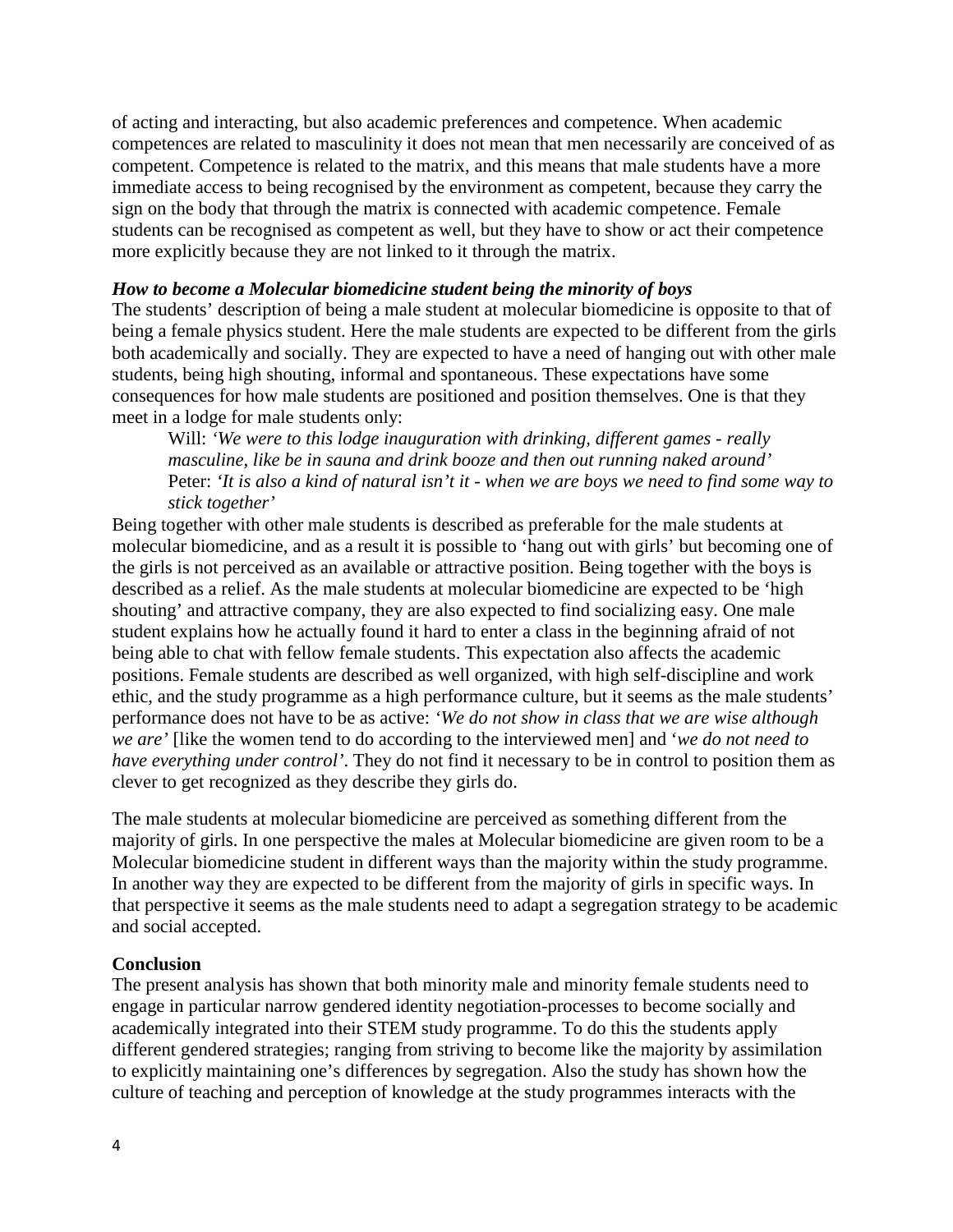of acting and interacting, but also academic preferences and competence. When academic competences are related to masculinity it does not mean that men necessarily are conceived of as competent. Competence is related to the matrix, and this means that male students have a more immediate access to being recognised by the environment as competent, because they carry the sign on the body that through the matrix is connected with academic competence. Female students can be recognised as competent as well, but they have to show or act their competence more explicitly because they are not linked to it through the matrix.

### *How to become a Molecular biomedicine student being the minority of boys*

The students' description of being a male student at molecular biomedicine is opposite to that of being a female physics student. Here the male students are expected to be different from the girls both academically and socially. They are expected to have a need of hanging out with other male students, being high shouting, informal and spontaneous. These expectations have some consequences for how male students are positioned and position themselves. One is that they meet in a lodge for male students only:

> Will: *'We were to this lodge inauguration with drinking, different games - really masculine, like be in sauna and drink booze and then out running naked around'*
> Peter: *'It is also a kind of natural isn't it - when we are boys we need to find some way to stick together'*

Being together with other male students is described as preferable for the male students at molecular biomedicine, and as a result it is possible to 'hang out with girls' but becoming one of the girls is not perceived as an available or attractive position. Being together with the boys is described as a relief. As the male students at molecular biomedicine are expected to be 'high shouting' and attractive company, they are also expected to find socializing easy. One male student explains how he actually found it hard to enter a class in the beginning afraid of not being able to chat with fellow female students. This expectation also affects the academic positions. Female students are described as well organized, with high self-discipline and work ethic, and the study programme as a high performance culture, but it seems as the male students' performance does not have to be as active: *'We do not show in class that we are wise although we are'* [like the women tend to do according to the interviewed men] and '*we do not need to have everything under control'*. They do not find it necessary to be in control to position them as clever to get recognized as they describe they girls do.

The male students at molecular biomedicine are perceived as something different from the majority of girls. In one perspective the males at Molecular biomedicine are given room to be a Molecular biomedicine student in different ways than the majority within the study programme. In another way they are expected to be different from the majority of girls in specific ways. In that perspective it seems as the male students need to adapt a segregation strategy to be academic and social accepted.

## Conclusion

The present analysis has shown that both minority male and minority female students need to engage in particular narrow gendered identity negotiation-processes to become socially and academically integrated into their STEM study programme. To do this the students apply different gendered strategies; ranging from striving to become like the majority by assimilation to explicitly maintaining one's differences by segregation. Also the study has shown how the culture of teaching and perception of knowledge at the study programmes interacts with the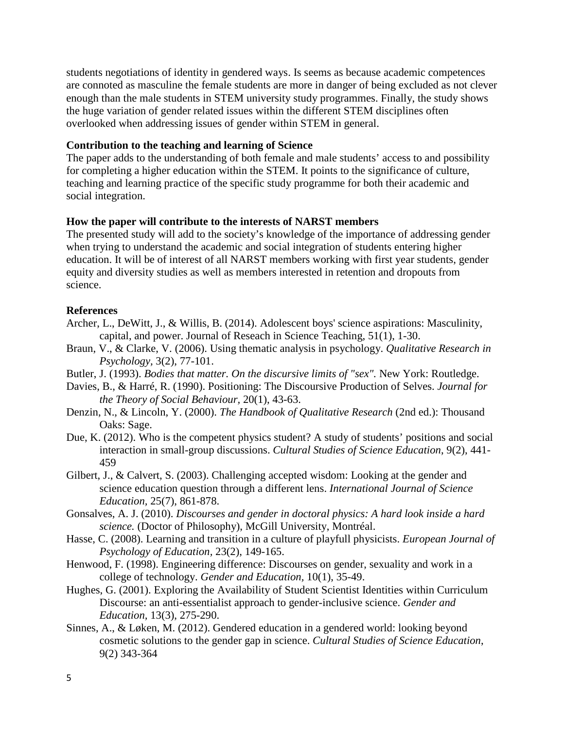students negotiations of identity in gendered ways. Is seems as because academic competences are connoted as masculine the female students are more in danger of being excluded as not clever enough than the male students in STEM university study programmes. Finally, the study shows the huge variation of gender related issues within the different STEM disciplines often overlooked when addressing issues of gender within STEM in general.

**Contribution to the teaching and learning of Science**

The paper adds to the understanding of both female and male students' access to and possibility for completing a higher education within the STEM. It points to the significance of culture, teaching and learning practice of the specific study programme for both their academic and social integration.

**How the paper will contribute to the interests of NARST members**

The presented study will add to the society's knowledge of the importance of addressing gender when trying to understand the academic and social integration of students entering higher education. It will be of interest of all NARST members working with first year students, gender equity and diversity studies as well as members interested in retention and dropouts from science.

**References**

Archer, L., DeWitt, J., & Willis, B. (2014). Adolescent boys' science aspirations: Masculinity, capital, and power. Journal of Reseach in Science Teaching, 51(1), 1-30.

Braun, V., & Clarke, V. (2006). Using thematic analysis in psychology. *Qualitative Research in Psychology,* 3(2), 77-101.

Butler, J. (1993). *Bodies that matter. On the discursive limits of "sex".* New York: Routledge.

Davies, B., & Harré, R. (1990). Positioning: The Discoursive Production of Selves. *Journal for the Theory of Social Behaviour,* 20(1), 43-63.

Denzin, N., & Lincoln, Y. (2000). *The Handbook of Qualitative Research* (2nd ed.): Thousand Oaks: Sage.

Due, K. (2012). Who is the competent physics student? A study of students' positions and social interaction in small-group discussions. *Cultural Studies of Science Education*, 9(2), 441-459

Gilbert, J., & Calvert, S. (2003). Challenging accepted wisdom: Looking at the gender and science education question through a different lens. *International Journal of Science Education,* 25(7), 861-878.

Gonsalves, A. J. (2010). *Discourses and gender in doctoral physics: A hard look inside a hard science.* (Doctor of Philosophy), McGill University, Montréal.

Hasse, C. (2008). Learning and transition in a culture of playfull physicists. *European Journal of Psychology of Education,* 23(2), 149-165.

Henwood, F. (1998). Engineering difference: Discourses on gender, sexuality and work in a college of technology. *Gender and Education,* 10(1), 35-49.

Hughes, G. (2001). Exploring the Availability of Student Scientist Identities within Curriculum Discourse: an anti-essentialist approach to gender-inclusive science. *Gender and Education,* 13(3), 275-290.

Sinnes, A., & Løken, M. (2012). Gendered education in a gendered world: looking beyond cosmetic solutions to the gender gap in science. *Cultural Studies of Science Education,* 9(2) 343-364